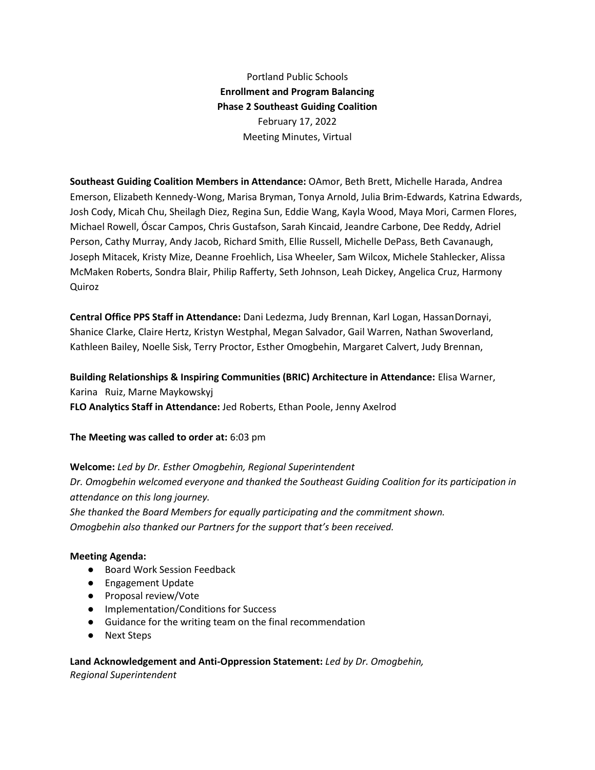Portland Public Schools

**Enrollment and Program Balancing**

**Phase 2 Southeast Guiding Coalition**

February 17, 2022

Meeting Minutes, Virtual

**Southeast Guiding Coalition Members in Attendance:** OAmor, Beth Brett, Michelle Harada, Andrea Emerson, Elizabeth Kennedy-Wong, Marisa Bryman, Tonya Arnold, Julia Brim-Edwards, Katrina Edwards, Josh Cody, Micah Chu, Sheilagh Diez, Regina Sun, Eddie Wang, Kayla Wood, Maya Mori, Carmen Flores, Michael Rowell, Óscar Campos, Chris Gustafson, Sarah Kincaid, Jeandre Carbone, Dee Reddy, Adriel Person, Cathy Murray, Andy Jacob, Richard Smith, Ellie Russell, Michelle DePass, Beth Cavanaugh, Joseph Mitacek, Kristy Mize, Deanne Froehlich, Lisa Wheeler, Sam Wilcox, Michele Stahlecker, Alissa McMaken Roberts, Sondra Blair, Philip Rafferty, Seth Johnson, Leah Dickey, Angelica Cruz, Harmony Quiroz

**Central Office PPS Staff in Attendance:** Dani Ledezma, Judy Brennan, Karl Logan, HassanDornayi, Shanice Clarke, Claire Hertz, Kristyn Westphal, Megan Salvador, Gail Warren, Nathan Swoverland, Kathleen Bailey, Noelle Sisk, Terry Proctor, Esther Omogbehin, Margaret Calvert, Judy Brennan,

**Building Relationships & Inspiring Communities (BRIC) Architecture in Attendance:** Elisa Warner, Karina Ruiz, Marne Maykowskyj

**FLO Analytics Staff in Attendance:** Jed Roberts, Ethan Poole, Jenny Axelrod

**The Meeting was called to order at:** 6:03 pm

**Welcome:** *Led by Dr. Esther Omogbehin, Regional Superintendent*

*Dr. Omogbehin welcomed everyone and thanked the Southeast Guiding Coalition for its participation in attendance on this long journey.*

*She thanked the Board Members for equally participating and the commitment shown.*

*Omogbehin also thanked our Partners for the support that's been received.*

**Meeting Agenda:**

- Board Work Session Feedback
- Engagement Update
- Proposal review/Vote
- Implementation/Conditions for Success
- Guidance for the writing team on the final recommendation
- Next Steps

**Land Acknowledgement and Anti-Oppression Statement:** *Led by Dr. Omogbehin, Regional Superintendent*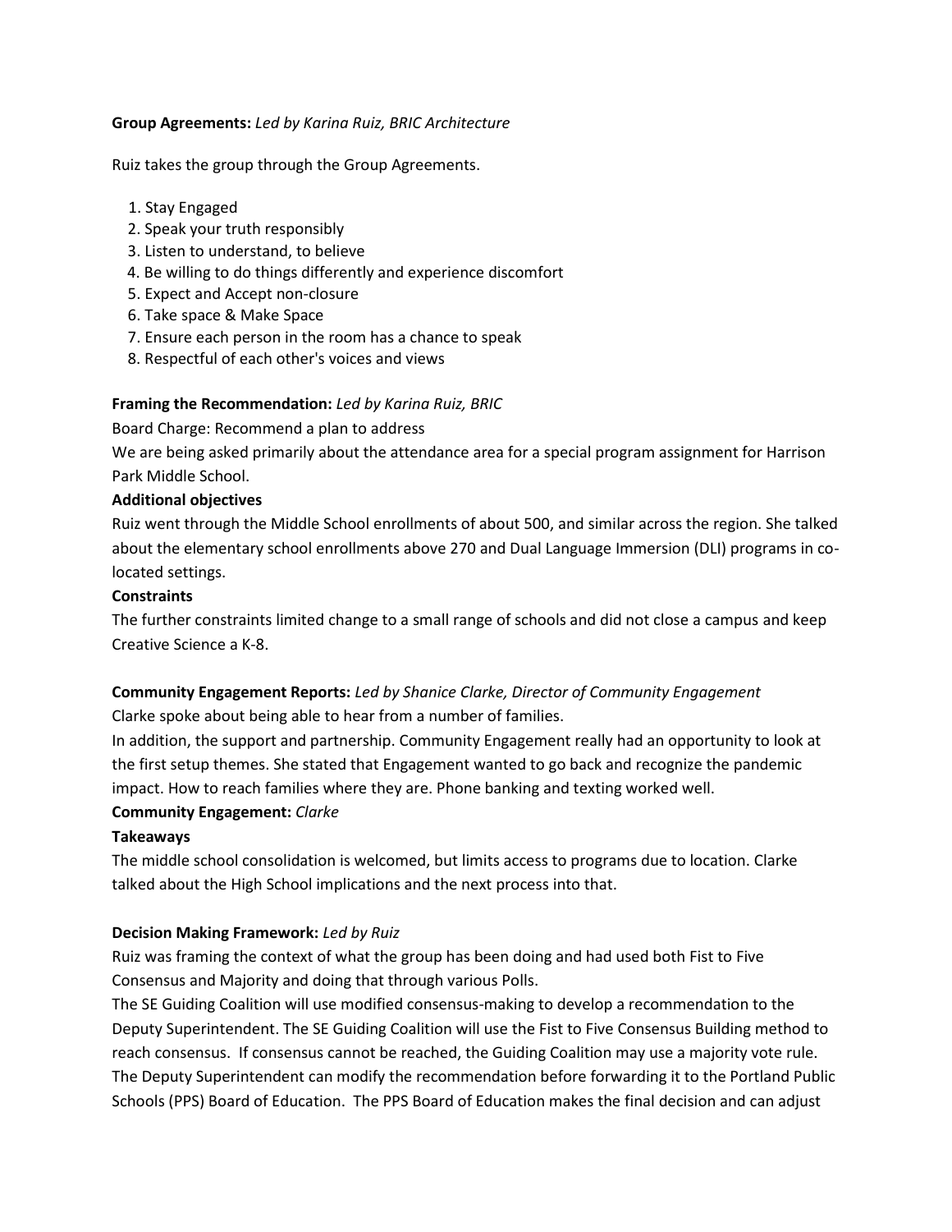**Group Agreements:** *Led by Karina Ruiz, BRIC Architecture*

Ruiz takes the group through the Group Agreements.

1. Stay Engaged
2. Speak your truth responsibly
3. Listen to understand, to believe
4. Be willing to do things differently and experience discomfort
5. Expect and Accept non-closure
6. Take space & Make Space
7. Ensure each person in the room has a chance to speak
8. Respectful of each other's voices and views

**Framing the Recommendation:** *Led by Karina Ruiz, BRIC*

Board Charge: Recommend a plan to address

We are being asked primarily about the attendance area for a special program assignment for Harrison Park Middle School.

**Additional objectives**

Ruiz went through the Middle School enrollments of about 500, and similar across the region. She talked about the elementary school enrollments above 270 and Dual Language Immersion (DLI) programs in co-located settings.

**Constraints**

The further constraints limited change to a small range of schools and did not close a campus and keep Creative Science a K-8.

**Community Engagement Reports:** *Led by Shanice Clarke, Director of Community Engagement*

Clarke spoke about being able to hear from a number of families.

In addition, the support and partnership. Community Engagement really had an opportunity to look at the first setup themes. She stated that Engagement wanted to go back and recognize the pandemic impact. How to reach families where they are. Phone banking and texting worked well.

**Community Engagement:** *Clarke*

**Takeaways**

The middle school consolidation is welcomed, but limits access to programs due to location. Clarke talked about the High School implications and the next process into that.

**Decision Making Framework:** *Led by Ruiz*

Ruiz was framing the context of what the group has been doing and had used both Fist to Five Consensus and Majority and doing that through various Polls.

The SE Guiding Coalition will use modified consensus-making to develop a recommendation to the Deputy Superintendent. The SE Guiding Coalition will use the Fist to Five Consensus Building method to reach consensus. If consensus cannot be reached, the Guiding Coalition may use a majority vote rule. The Deputy Superintendent can modify the recommendation before forwarding it to the Portland Public Schools (PPS) Board of Education. The PPS Board of Education makes the final decision and can adjust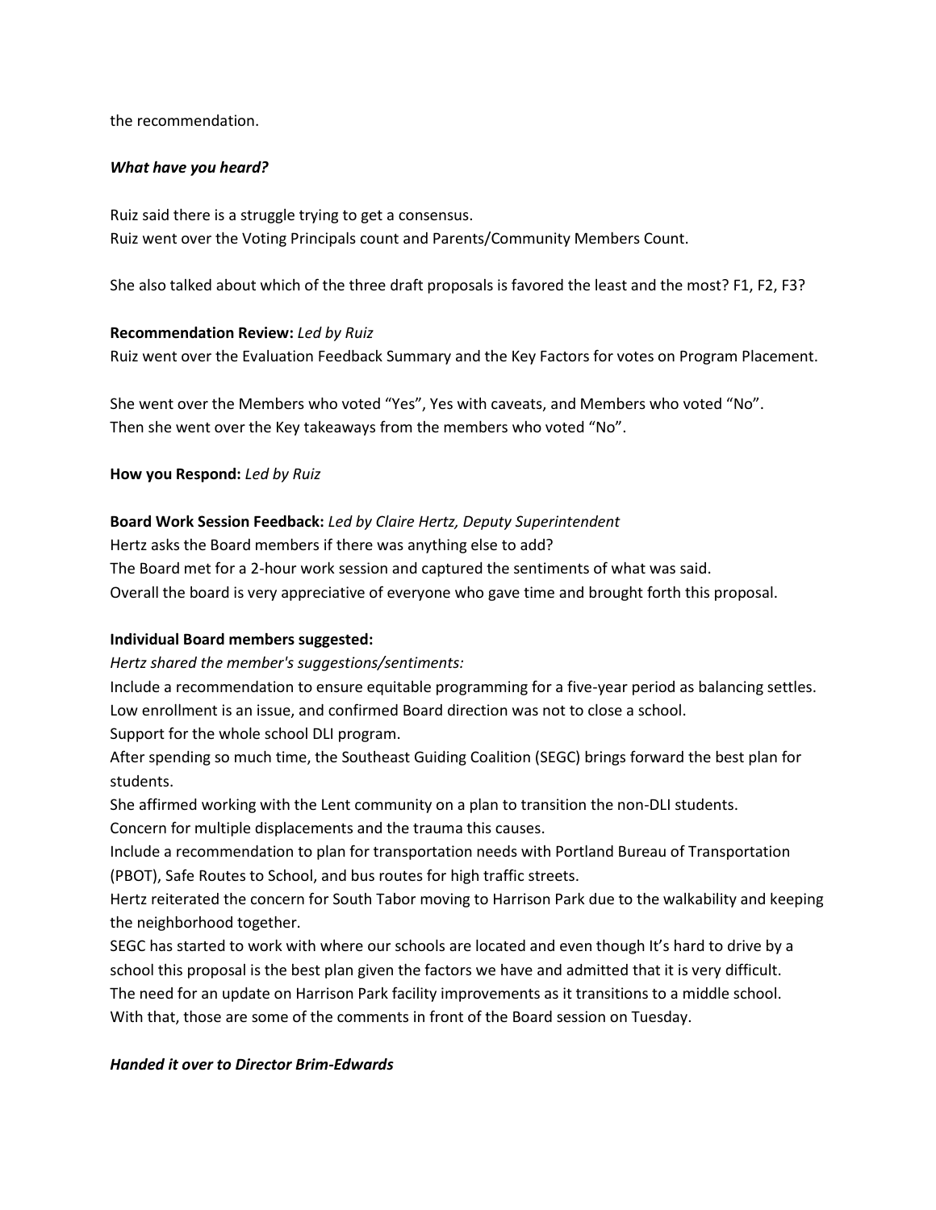the recommendation.

***What have you heard?***

Ruiz said there is a struggle trying to get a consensus.
Ruiz went over the Voting Principals count and Parents/Community Members Count.

She also talked about which of the three draft proposals is favored the least and the most? F1, F2, F3?

**Recommendation Review:** *Led by Ruiz*
Ruiz went over the Evaluation Feedback Summary and the Key Factors for votes on Program Placement.

She went over the Members who voted "Yes", Yes with caveats, and Members who voted "No".
Then she went over the Key takeaways from the members who voted "No".

**How you Respond:** *Led by Ruiz*

**Board Work Session Feedback:** *Led by Claire Hertz, Deputy Superintendent*
Hertz asks the Board members if there was anything else to add?
The Board met for a 2-hour work session and captured the sentiments of what was said.
Overall the board is very appreciative of everyone who gave time and brought forth this proposal.

**Individual Board members suggested:**
*Hertz shared the member's suggestions/sentiments:*
Include a recommendation to ensure equitable programming for a five-year period as balancing settles.
Low enrollment is an issue, and confirmed Board direction was not to close a school.
Support for the whole school DLI program.
After spending so much time, the Southeast Guiding Coalition (SEGC) brings forward the best plan for students.
She affirmed working with the Lent community on a plan to transition the non-DLI students.
Concern for multiple displacements and the trauma this causes.
Include a recommendation to plan for transportation needs with Portland Bureau of Transportation (PBOT), Safe Routes to School, and bus routes for high traffic streets.
Hertz reiterated the concern for South Tabor moving to Harrison Park due to the walkability and keeping the neighborhood together.
SEGC has started to work with where our schools are located and even though It's hard to drive by a school this proposal is the best plan given the factors we have and admitted that it is very difficult.
The need for an update on Harrison Park facility improvements as it transitions to a middle school.
With that, those are some of the comments in front of the Board session on Tuesday.

***Handed it over to Director Brim-Edwards***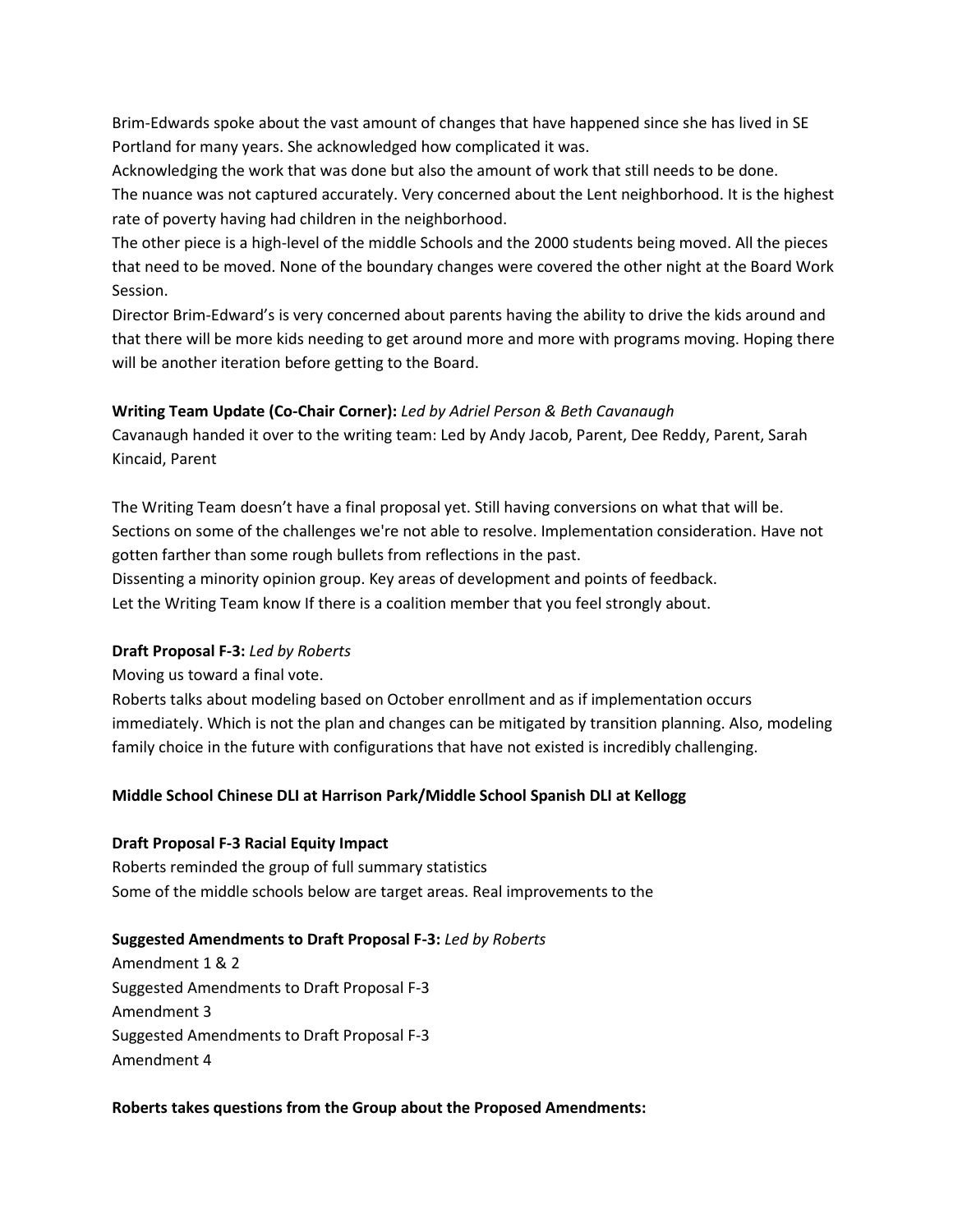Brim-Edwards spoke about the vast amount of changes that have happened since she has lived in SE Portland for many years. She acknowledged how complicated it was.
Acknowledging the work that was done but also the amount of work that still needs to be done.
The nuance was not captured accurately. Very concerned about the Lent neighborhood. It is the highest rate of poverty having had children in the neighborhood.
The other piece is a high-level of the middle Schools and the 2000 students being moved. All the pieces that need to be moved. None of the boundary changes were covered the other night at the Board Work Session.
Director Brim-Edward's is very concerned about parents having the ability to drive the kids around and that there will be more kids needing to get around more and more with programs moving. Hoping there will be another iteration before getting to the Board.

**Writing Team Update (Co-Chair Corner):** *Led by Adriel Person & Beth Cavanaugh*
Cavanaugh handed it over to the writing team: Led by Andy Jacob, Parent, Dee Reddy, Parent, Sarah Kincaid, Parent

The Writing Team doesn't have a final proposal yet. Still having conversions on what that will be. Sections on some of the challenges we're not able to resolve. Implementation consideration. Have not gotten farther than some rough bullets from reflections in the past.
Dissenting a minority opinion group. Key areas of development and points of feedback.
Let the Writing Team know If there is a coalition member that you feel strongly about.

**Draft Proposal F-3:** *Led by Roberts*
Moving us toward a final vote.
Roberts talks about modeling based on October enrollment and as if implementation occurs immediately. Which is not the plan and changes can be mitigated by transition planning. Also, modeling family choice in the future with configurations that have not existed is incredibly challenging.

**Middle School Chinese DLI at Harrison Park/Middle School Spanish DLI at Kellogg**

**Draft Proposal F-3 Racial Equity Impact**
Roberts reminded the group of full summary statistics
Some of the middle schools below are target areas. Real improvements to the

**Suggested Amendments to Draft Proposal F-3:** *Led by Roberts*
Amendment 1 & 2
Suggested Amendments to Draft Proposal F-3
Amendment 3
Suggested Amendments to Draft Proposal F-3
Amendment 4

**Roberts takes questions from the Group about the Proposed Amendments:**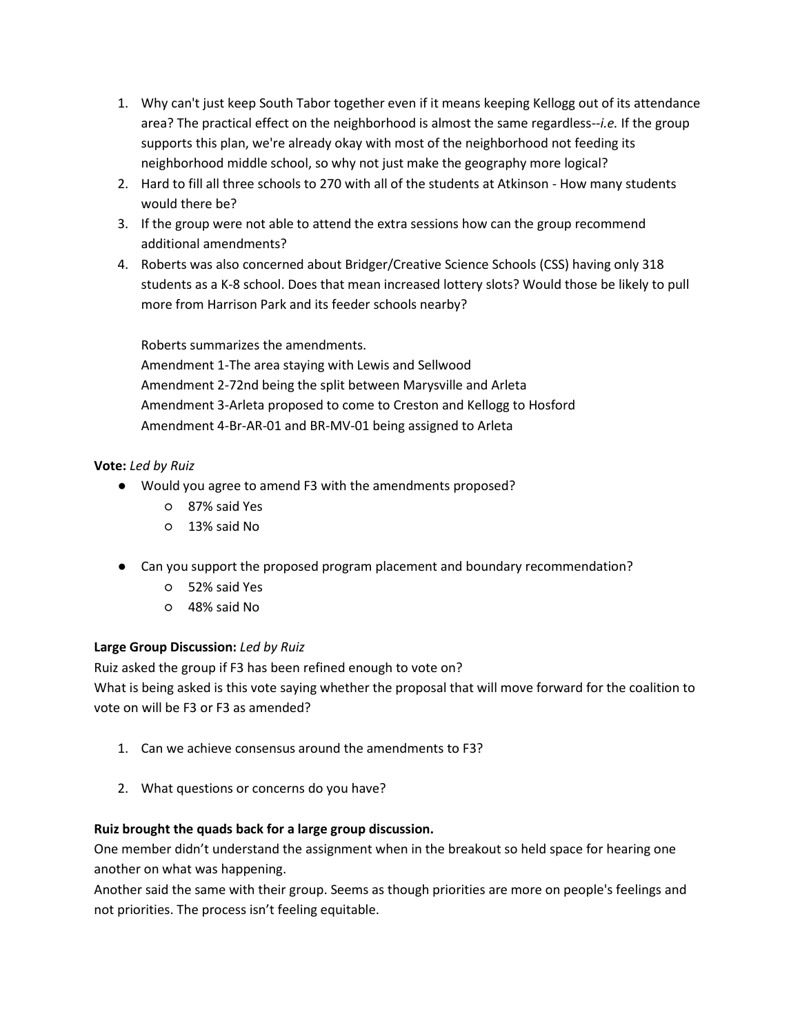1. Why can't just keep South Tabor together even if it means keeping Kellogg out of its attendance area? The practical effect on the neighborhood is almost the same regardless--*i.e.* If the group supports this plan, we're already okay with most of the neighborhood not feeding its neighborhood middle school, so why not just make the geography more logical?
2. Hard to fill all three schools to 270 with all of the students at Atkinson - How many students would there be?
3. If the group were not able to attend the extra sessions how can the group recommend additional amendments?
4. Roberts was also concerned about Bridger/Creative Science Schools (CSS) having only 318 students as a K-8 school. Does that mean increased lottery slots? Would those be likely to pull more from Harrison Park and its feeder schools nearby?

   Roberts summarizes the amendments.
   Amendment 1-The area staying with Lewis and Sellwood
   Amendment 2-72nd being the split between Marysville and Arleta
   Amendment 3-Arleta proposed to come to Creston and Kellogg to Hosford
   Amendment 4-Br-AR-01 and BR-MV-01 being assigned to Arleta

**Vote:** *Led by Ruiz*

- Would you agree to amend F3 with the amendments proposed?
  - 87% said Yes
  - 13% said No

- Can you support the proposed program placement and boundary recommendation?
  - 52% said Yes
  - 48% said No

**Large Group Discussion:** *Led by Ruiz*

Ruiz asked the group if F3 has been refined enough to vote on?
What is being asked is this vote saying whether the proposal that will move forward for the coalition to vote on will be F3 or F3 as amended?

1. Can we achieve consensus around the amendments to F3?

2. What questions or concerns do you have?

**Ruiz brought the quads back for a large group discussion.**

One member didn't understand the assignment when in the breakout so held space for hearing one another on what was happening.
Another said the same with their group. Seems as though priorities are more on people's feelings and not priorities. The process isn't feeling equitable.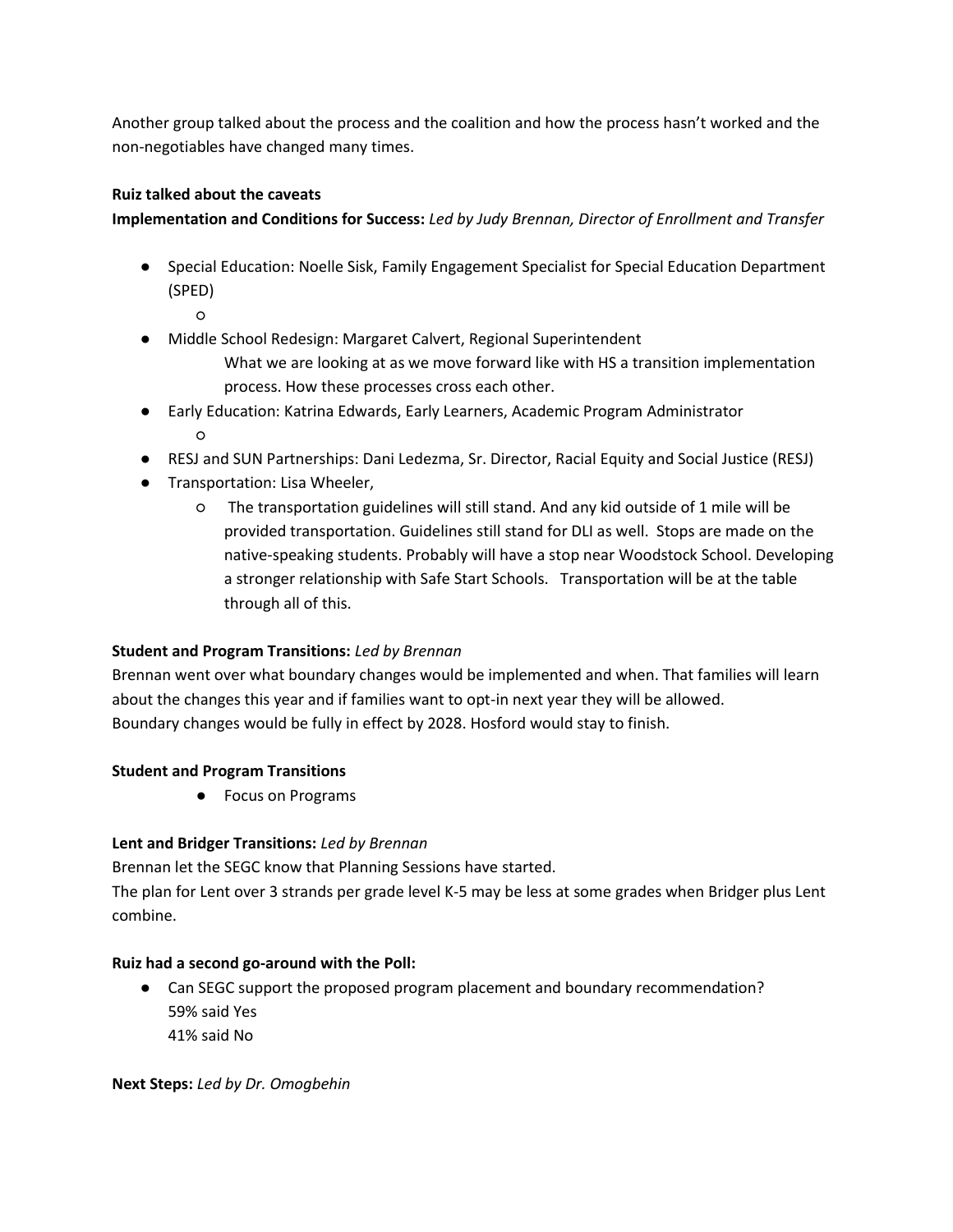Another group talked about the process and the coalition and how the process hasn't worked and the non-negotiables have changed many times.

**Ruiz talked about the caveats**

**Implementation and Conditions for Success:** *Led by Judy Brennan, Director of Enrollment and Transfer*

- Special Education: Noelle Sisk, Family Engagement Specialist for Special Education Department (SPED)
    - 
- Middle School Redesign: Margaret Calvert, Regional Superintendent
  What we are looking at as we move forward like with HS a transition implementation process. How these processes cross each other.
- Early Education: Katrina Edwards, Early Learners, Academic Program Administrator
    - 
- RESJ and SUN Partnerships: Dani Ledezma, Sr. Director, Racial Equity and Social Justice (RESJ)
- Transportation: Lisa Wheeler,
    - The transportation guidelines will still stand. And any kid outside of 1 mile will be provided transportation. Guidelines still stand for DLI as well. Stops are made on the native-speaking students. Probably will have a stop near Woodstock School. Developing a stronger relationship with Safe Start Schools. Transportation will be at the table through all of this.

**Student and Program Transitions:** *Led by Brennan*

Brennan went over what boundary changes would be implemented and when. That families will learn about the changes this year and if families want to opt-in next year they will be allowed.
Boundary changes would be fully in effect by 2028. Hosford would stay to finish.

**Student and Program Transitions**

- Focus on Programs

**Lent and Bridger Transitions:** *Led by Brennan*

Brennan let the SEGC know that Planning Sessions have started.
The plan for Lent over 3 strands per grade level K-5 may be less at some grades when Bridger plus Lent combine.

**Ruiz had a second go-around with the Poll:**

- Can SEGC support the proposed program placement and boundary recommendation?
  59% said Yes
  41% said No

**Next Steps:** *Led by Dr. Omogbehin*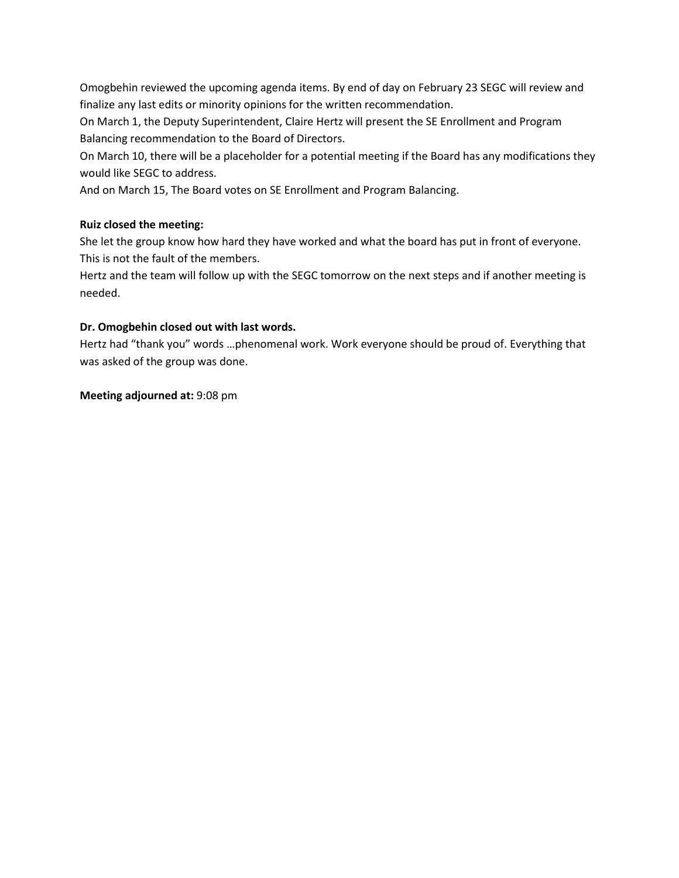Omogbehin reviewed the upcoming agenda items. By end of day on February 23 SEGC will review and finalize any last edits or minority opinions for the written recommendation.
On March 1, the Deputy Superintendent, Claire Hertz will present the SE Enrollment and Program Balancing recommendation to the Board of Directors.
On March 10, there will be a placeholder for a potential meeting if the Board has any modifications they would like SEGC to address.
And on March 15, The Board votes on SE Enrollment and Program Balancing.

**Ruiz closed the meeting:**
She let the group know how hard they have worked and what the board has put in front of everyone. This is not the fault of the members.
Hertz and the team will follow up with the SEGC tomorrow on the next steps and if another meeting is needed.

**Dr. Omogbehin closed out with last words.**
Hertz had "thank you" words …phenomenal work. Work everyone should be proud of. Everything that was asked of the group was done.

**Meeting adjourned at:** 9:08 pm